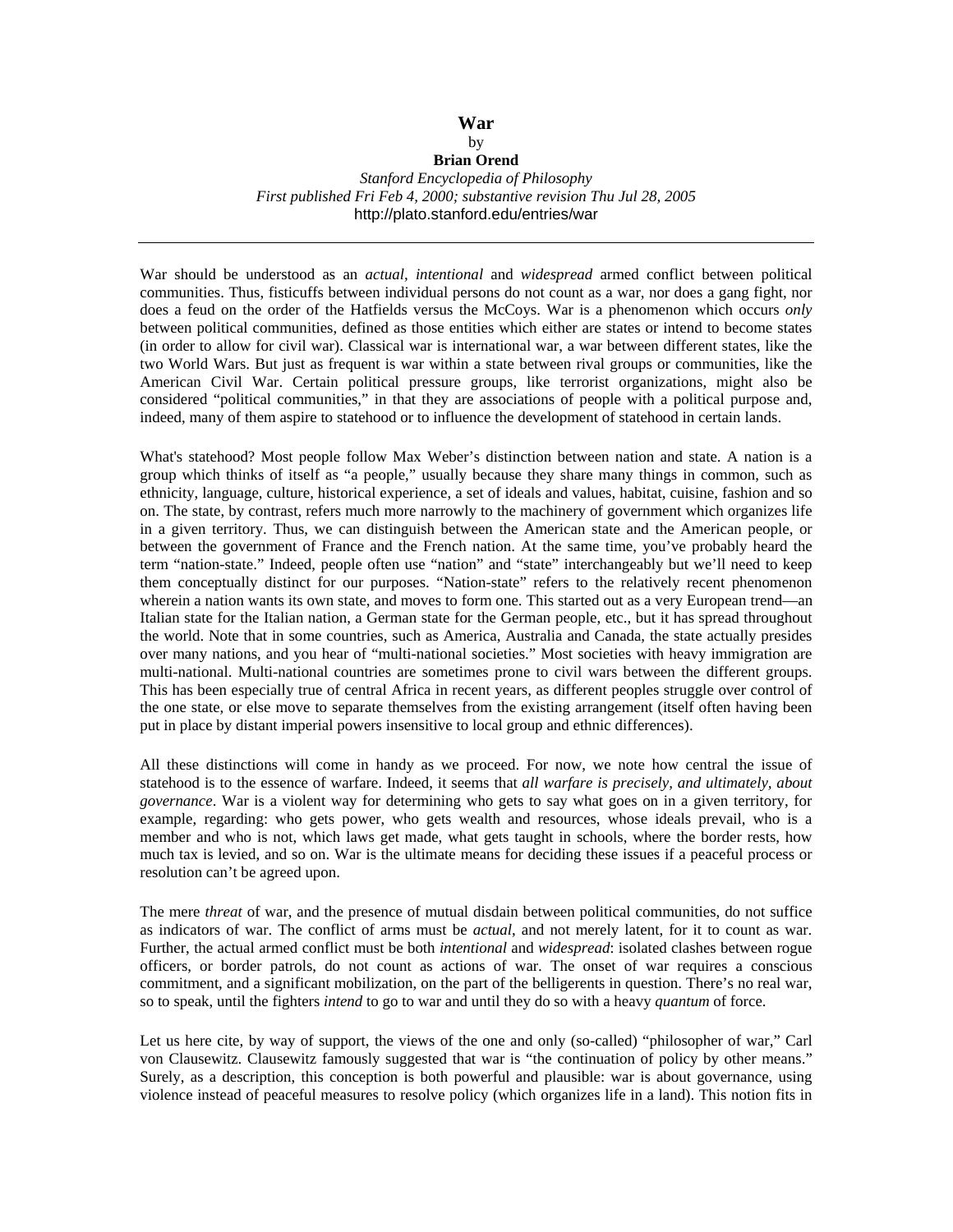# War

by

**Brian Orend**

*Stanford Encyclopedia of Philosophy*
*First published Fri Feb 4, 2000; substantive revision Thu Jul 28, 2005*
http://plato.stanford.edu/entries/war

---

War should be understood as an *actual, intentional* and *widespread* armed conflict between political communities. Thus, fisticuffs between individual persons do not count as a war, nor does a gang fight, nor does a feud on the order of the Hatfields versus the McCoys. War is a phenomenon which occurs *only* between political communities, defined as those entities which either are states or intend to become states (in order to allow for civil war). Classical war is international war, a war between different states, like the two World Wars. But just as frequent is war within a state between rival groups or communities, like the American Civil War. Certain political pressure groups, like terrorist organizations, might also be considered "political communities," in that they are associations of people with a political purpose and, indeed, many of them aspire to statehood or to influence the development of statehood in certain lands.

What's statehood? Most people follow Max Weber's distinction between nation and state. A nation is a group which thinks of itself as "a people," usually because they share many things in common, such as ethnicity, language, culture, historical experience, a set of ideals and values, habitat, cuisine, fashion and so on. The state, by contrast, refers much more narrowly to the machinery of government which organizes life in a given territory. Thus, we can distinguish between the American state and the American people, or between the government of France and the French nation. At the same time, you've probably heard the term "nation-state." Indeed, people often use "nation" and "state" interchangeably but we'll need to keep them conceptually distinct for our purposes. "Nation-state" refers to the relatively recent phenomenon wherein a nation wants its own state, and moves to form one. This started out as a very European trend—an Italian state for the Italian nation, a German state for the German people, etc., but it has spread throughout the world. Note that in some countries, such as America, Australia and Canada, the state actually presides over many nations, and you hear of "multi-national societies." Most societies with heavy immigration are multi-national. Multi-national countries are sometimes prone to civil wars between the different groups. This has been especially true of central Africa in recent years, as different peoples struggle over control of the one state, or else move to separate themselves from the existing arrangement (itself often having been put in place by distant imperial powers insensitive to local group and ethnic differences).

All these distinctions will come in handy as we proceed. For now, we note how central the issue of statehood is to the essence of warfare. Indeed, it seems that *all warfare is precisely, and ultimately, about governance*. War is a violent way for determining who gets to say what goes on in a given territory, for example, regarding: who gets power, who gets wealth and resources, whose ideals prevail, who is a member and who is not, which laws get made, what gets taught in schools, where the border rests, how much tax is levied, and so on. War is the ultimate means for deciding these issues if a peaceful process or resolution can't be agreed upon.

The mere *threat* of war, and the presence of mutual disdain between political communities, do not suffice as indicators of war. The conflict of arms must be *actual*, and not merely latent, for it to count as war. Further, the actual armed conflict must be both *intentional* and *widespread*: isolated clashes between rogue officers, or border patrols, do not count as actions of war. The onset of war requires a conscious commitment, and a significant mobilization, on the part of the belligerents in question. There's no real war, so to speak, until the fighters *intend* to go to war and until they do so with a heavy *quantum* of force.

Let us here cite, by way of support, the views of the one and only (so-called) "philosopher of war," Carl von Clausewitz. Clausewitz famously suggested that war is "the continuation of policy by other means." Surely, as a description, this conception is both powerful and plausible: war is about governance, using violence instead of peaceful measures to resolve policy (which organizes life in a land). This notion fits in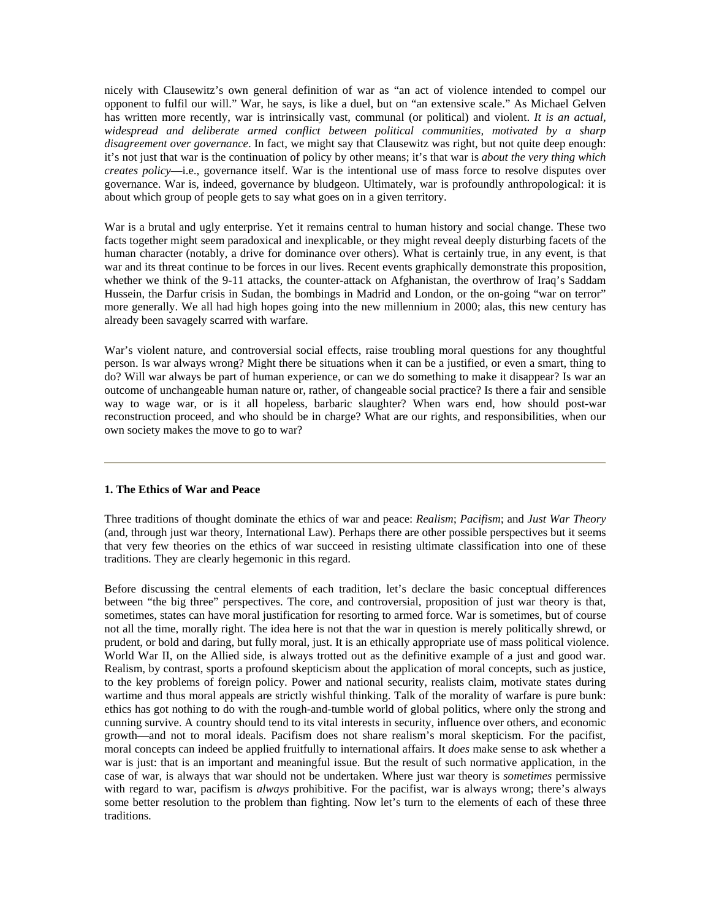nicely with Clausewitz's own general definition of war as "an act of violence intended to compel our opponent to fulfil our will." War, he says, is like a duel, but on "an extensive scale." As Michael Gelven has written more recently, war is intrinsically vast, communal (or political) and violent. *It is an actual, widespread and deliberate armed conflict between political communities, motivated by a sharp disagreement over governance*. In fact, we might say that Clausewitz was right, but not quite deep enough: it's not just that war is the continuation of policy by other means; it's that war is *about the very thing which creates policy*—i.e., governance itself. War is the intentional use of mass force to resolve disputes over governance. War is, indeed, governance by bludgeon. Ultimately, war is profoundly anthropological: it is about which group of people gets to say what goes on in a given territory.

War is a brutal and ugly enterprise. Yet it remains central to human history and social change. These two facts together might seem paradoxical and inexplicable, or they might reveal deeply disturbing facets of the human character (notably, a drive for dominance over others). What is certainly true, in any event, is that war and its threat continue to be forces in our lives. Recent events graphically demonstrate this proposition, whether we think of the 9-11 attacks, the counter-attack on Afghanistan, the overthrow of Iraq's Saddam Hussein, the Darfur crisis in Sudan, the bombings in Madrid and London, or the on-going "war on terror" more generally. We all had high hopes going into the new millennium in 2000; alas, this new century has already been savagely scarred with warfare.

War's violent nature, and controversial social effects, raise troubling moral questions for any thoughtful person. Is war always wrong? Might there be situations when it can be a justified, or even a smart, thing to do? Will war always be part of human experience, or can we do something to make it disappear? Is war an outcome of unchangeable human nature or, rather, of changeable social practice? Is there a fair and sensible way to wage war, or is it all hopeless, barbaric slaughter? When wars end, how should post-war reconstruction proceed, and who should be in charge? What are our rights, and responsibilities, when our own society makes the move to go to war?

---

### 1. The Ethics of War and Peace

Three traditions of thought dominate the ethics of war and peace: *Realism*; *Pacifism*; and *Just War Theory* (and, through just war theory, International Law). Perhaps there are other possible perspectives but it seems that very few theories on the ethics of war succeed in resisting ultimate classification into one of these traditions. They are clearly hegemonic in this regard.

Before discussing the central elements of each tradition, let's declare the basic conceptual differences between "the big three" perspectives. The core, and controversial, proposition of just war theory is that, sometimes, states can have moral justification for resorting to armed force. War is sometimes, but of course not all the time, morally right. The idea here is not that the war in question is merely politically shrewd, or prudent, or bold and daring, but fully moral, just. It is an ethically appropriate use of mass political violence. World War II, on the Allied side, is always trotted out as the definitive example of a just and good war. Realism, by contrast, sports a profound skepticism about the application of moral concepts, such as justice, to the key problems of foreign policy. Power and national security, realists claim, motivate states during wartime and thus moral appeals are strictly wishful thinking. Talk of the morality of warfare is pure bunk: ethics has got nothing to do with the rough-and-tumble world of global politics, where only the strong and cunning survive. A country should tend to its vital interests in security, influence over others, and economic growth—and not to moral ideals. Pacifism does not share realism's moral skepticism. For the pacifist, moral concepts can indeed be applied fruitfully to international affairs. It *does* make sense to ask whether a war is just: that is an important and meaningful issue. But the result of such normative application, in the case of war, is always that war should not be undertaken. Where just war theory is *sometimes* permissive with regard to war, pacifism is *always* prohibitive. For the pacifist, war is always wrong; there's always some better resolution to the problem than fighting. Now let's turn to the elements of each of these three traditions.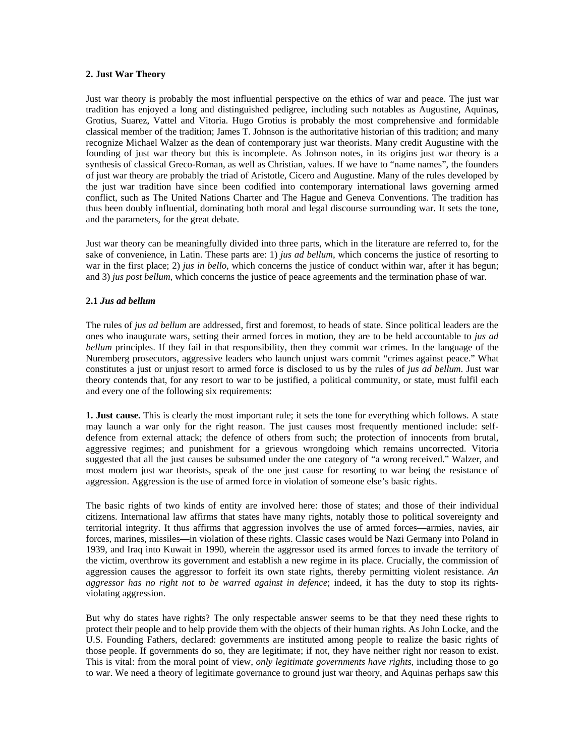## 2. Just War Theory

Just war theory is probably the most influential perspective on the ethics of war and peace. The just war tradition has enjoyed a long and distinguished pedigree, including such notables as Augustine, Aquinas, Grotius, Suarez, Vattel and Vitoria. Hugo Grotius is probably the most comprehensive and formidable classical member of the tradition; James T. Johnson is the authoritative historian of this tradition; and many recognize Michael Walzer as the dean of contemporary just war theorists. Many credit Augustine with the founding of just war theory but this is incomplete. As Johnson notes, in its origins just war theory is a synthesis of classical Greco-Roman, as well as Christian, values. If we have to "name names", the founders of just war theory are probably the triad of Aristotle, Cicero and Augustine. Many of the rules developed by the just war tradition have since been codified into contemporary international laws governing armed conflict, such as The United Nations Charter and The Hague and Geneva Conventions. The tradition has thus been doubly influential, dominating both moral and legal discourse surrounding war. It sets the tone, and the parameters, for the great debate.

Just war theory can be meaningfully divided into three parts, which in the literature are referred to, for the sake of convenience, in Latin. These parts are: 1) *jus ad bellum*, which concerns the justice of resorting to war in the first place; 2) *jus in bello*, which concerns the justice of conduct within war, after it has begun; and 3) *jus post bellum*, which concerns the justice of peace agreements and the termination phase of war.

### 2.1 *Jus ad bellum*

The rules of *jus ad bellum* are addressed, first and foremost, to heads of state. Since political leaders are the ones who inaugurate wars, setting their armed forces in motion, they are to be held accountable to *jus ad bellum* principles. If they fail in that responsibility, then they commit war crimes. In the language of the Nuremberg prosecutors, aggressive leaders who launch unjust wars commit "crimes against peace." What constitutes a just or unjust resort to armed force is disclosed to us by the rules of *jus ad bellum*. Just war theory contends that, for any resort to war to be justified, a political community, or state, must fulfil each and every one of the following six requirements:

**1. Just cause.** This is clearly the most important rule; it sets the tone for everything which follows. A state may launch a war only for the right reason. The just causes most frequently mentioned include: self-defence from external attack; the defence of others from such; the protection of innocents from brutal, aggressive regimes; and punishment for a grievous wrongdoing which remains uncorrected. Vitoria suggested that all the just causes be subsumed under the one category of "a wrong received." Walzer, and most modern just war theorists, speak of the one just cause for resorting to war being the resistance of aggression. Aggression is the use of armed force in violation of someone else's basic rights.

The basic rights of two kinds of entity are involved here: those of states; and those of their individual citizens. International law affirms that states have many rights, notably those to political sovereignty and territorial integrity. It thus affirms that aggression involves the use of armed forces—armies, navies, air forces, marines, missiles—in violation of these rights. Classic cases would be Nazi Germany into Poland in 1939, and Iraq into Kuwait in 1990, wherein the aggressor used its armed forces to invade the territory of the victim, overthrow its government and establish a new regime in its place. Crucially, the commission of aggression causes the aggressor to forfeit its own state rights, thereby permitting violent resistance. *An aggressor has no right not to be warred against in defence*; indeed, it has the duty to stop its rights-violating aggression.

But why do states have rights? The only respectable answer seems to be that they need these rights to protect their people and to help provide them with the objects of their human rights. As John Locke, and the U.S. Founding Fathers, declared: governments are instituted among people to realize the basic rights of those people. If governments do so, they are legitimate; if not, they have neither right nor reason to exist. This is vital: from the moral point of view, *only legitimate governments have rights*, including those to go to war. We need a theory of legitimate governance to ground just war theory, and Aquinas perhaps saw this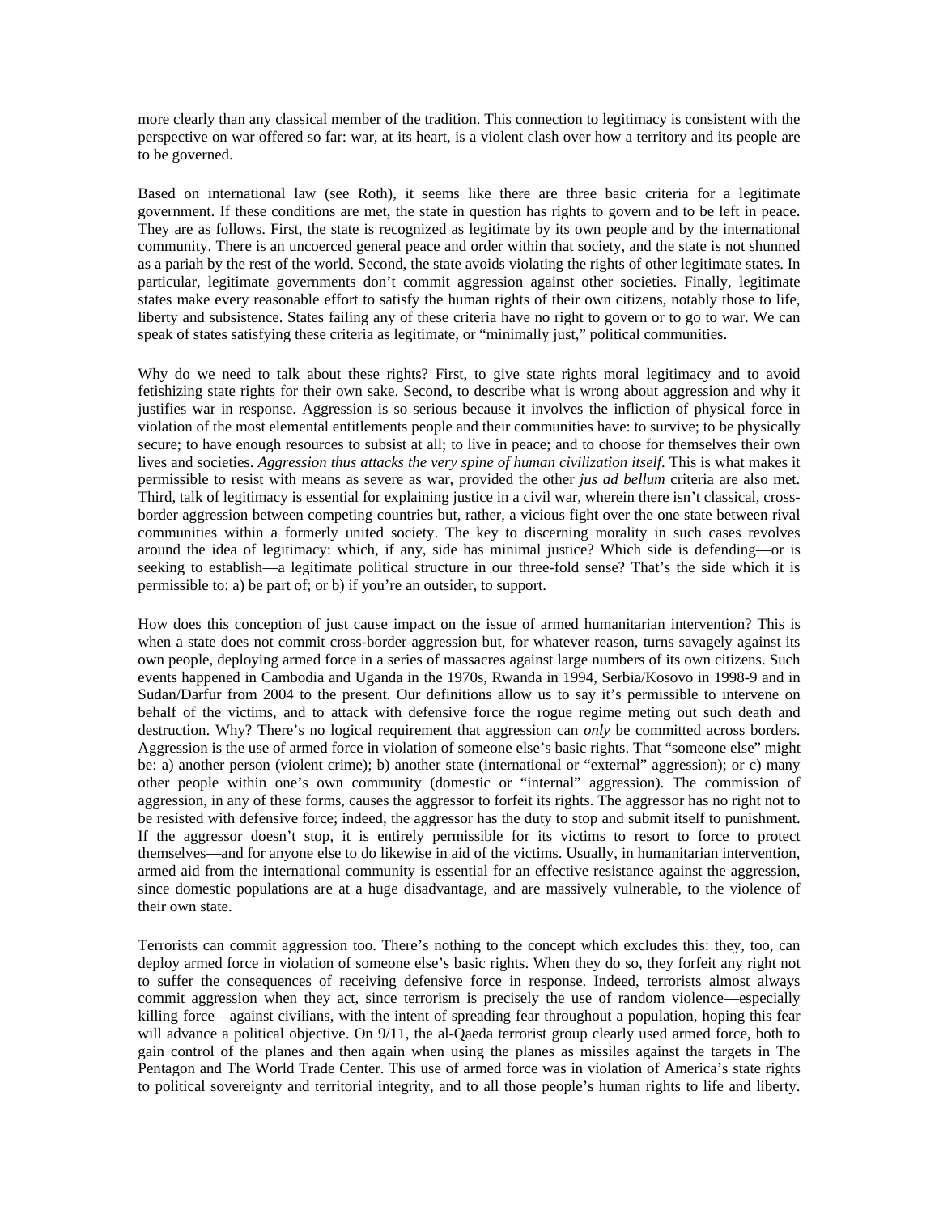more clearly than any classical member of the tradition. This connection to legitimacy is consistent with the perspective on war offered so far: war, at its heart, is a violent clash over how a territory and its people are to be governed.

Based on international law (see Roth), it seems like there are three basic criteria for a legitimate government. If these conditions are met, the state in question has rights to govern and to be left in peace. They are as follows. First, the state is recognized as legitimate by its own people and by the international community. There is an uncoerced general peace and order within that society, and the state is not shunned as a pariah by the rest of the world. Second, the state avoids violating the rights of other legitimate states. In particular, legitimate governments don't commit aggression against other societies. Finally, legitimate states make every reasonable effort to satisfy the human rights of their own citizens, notably those to life, liberty and subsistence. States failing any of these criteria have no right to govern or to go to war. We can speak of states satisfying these criteria as legitimate, or "minimally just," political communities.

Why do we need to talk about these rights? First, to give state rights moral legitimacy and to avoid fetishizing state rights for their own sake. Second, to describe what is wrong about aggression and why it justifies war in response. Aggression is so serious because it involves the infliction of physical force in violation of the most elemental entitlements people and their communities have: to survive; to be physically secure; to have enough resources to subsist at all; to live in peace; and to choose for themselves their own lives and societies. *Aggression thus attacks the very spine of human civilization itself*. This is what makes it permissible to resist with means as severe as war, provided the other *jus ad bellum* criteria are also met. Third, talk of legitimacy is essential for explaining justice in a civil war, wherein there isn't classical, cross-border aggression between competing countries but, rather, a vicious fight over the one state between rival communities within a formerly united society. The key to discerning morality in such cases revolves around the idea of legitimacy: which, if any, side has minimal justice? Which side is defending—or is seeking to establish—a legitimate political structure in our three-fold sense? That's the side which it is permissible to: a) be part of; or b) if you're an outsider, to support.

How does this conception of just cause impact on the issue of armed humanitarian intervention? This is when a state does not commit cross-border aggression but, for whatever reason, turns savagely against its own people, deploying armed force in a series of massacres against large numbers of its own citizens. Such events happened in Cambodia and Uganda in the 1970s, Rwanda in 1994, Serbia/Kosovo in 1998-9 and in Sudan/Darfur from 2004 to the present. Our definitions allow us to say it's permissible to intervene on behalf of the victims, and to attack with defensive force the rogue regime meting out such death and destruction. Why? There's no logical requirement that aggression can *only* be committed across borders. Aggression is the use of armed force in violation of someone else's basic rights. That "someone else" might be: a) another person (violent crime); b) another state (international or "external" aggression); or c) many other people within one's own community (domestic or "internal" aggression). The commission of aggression, in any of these forms, causes the aggressor to forfeit its rights. The aggressor has no right not to be resisted with defensive force; indeed, the aggressor has the duty to stop and submit itself to punishment. If the aggressor doesn't stop, it is entirely permissible for its victims to resort to force to protect themselves—and for anyone else to do likewise in aid of the victims. Usually, in humanitarian intervention, armed aid from the international community is essential for an effective resistance against the aggression, since domestic populations are at a huge disadvantage, and are massively vulnerable, to the violence of their own state.

Terrorists can commit aggression too. There's nothing to the concept which excludes this: they, too, can deploy armed force in violation of someone else's basic rights. When they do so, they forfeit any right not to suffer the consequences of receiving defensive force in response. Indeed, terrorists almost always commit aggression when they act, since terrorism is precisely the use of random violence—especially killing force—against civilians, with the intent of spreading fear throughout a population, hoping this fear will advance a political objective. On 9/11, the al-Qaeda terrorist group clearly used armed force, both to gain control of the planes and then again when using the planes as missiles against the targets in The Pentagon and The World Trade Center. This use of armed force was in violation of America's state rights to political sovereignty and territorial integrity, and to all those people's human rights to life and liberty.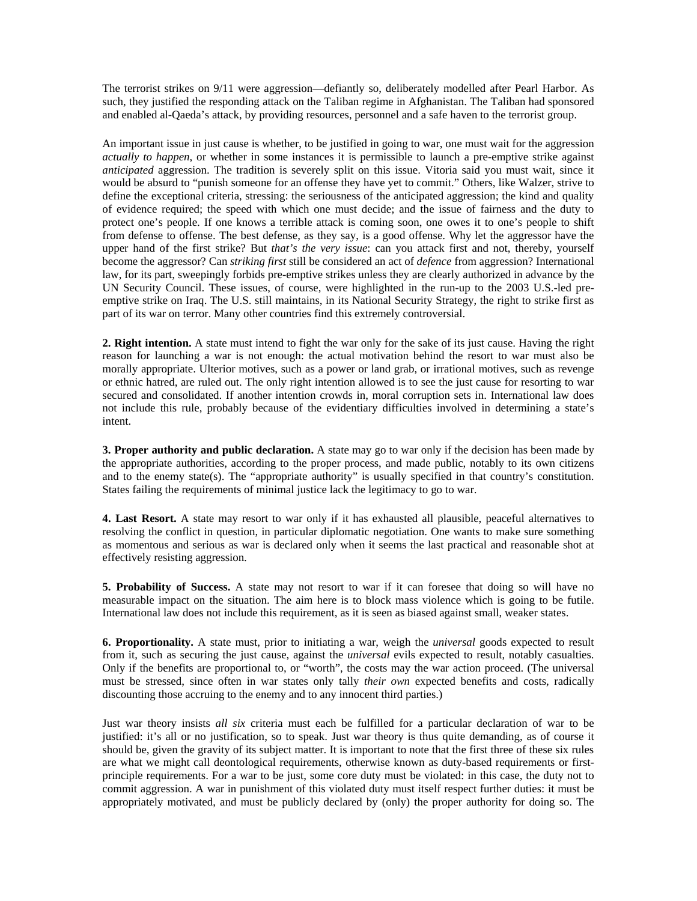The terrorist strikes on 9/11 were aggression—defiantly so, deliberately modelled after Pearl Harbor. As such, they justified the responding attack on the Taliban regime in Afghanistan. The Taliban had sponsored and enabled al-Qaeda's attack, by providing resources, personnel and a safe haven to the terrorist group.

An important issue in just cause is whether, to be justified in going to war, one must wait for the aggression *actually to happen*, or whether in some instances it is permissible to launch a pre-emptive strike against *anticipated* aggression. The tradition is severely split on this issue. Vitoria said you must wait, since it would be absurd to "punish someone for an offense they have yet to commit." Others, like Walzer, strive to define the exceptional criteria, stressing: the seriousness of the anticipated aggression; the kind and quality of evidence required; the speed with which one must decide; and the issue of fairness and the duty to protect one's people. If one knows a terrible attack is coming soon, one owes it to one's people to shift from defense to offense. The best defense, as they say, is a good offense. Why let the aggressor have the upper hand of the first strike? But *that's the very issue*: can you attack first and not, thereby, yourself become the aggressor? Can *striking first* still be considered an act of *defence* from aggression? International law, for its part, sweepingly forbids pre-emptive strikes unless they are clearly authorized in advance by the UN Security Council. These issues, of course, were highlighted in the run-up to the 2003 U.S.-led pre-emptive strike on Iraq. The U.S. still maintains, in its National Security Strategy, the right to strike first as part of its war on terror. Many other countries find this extremely controversial.

**2. Right intention.** A state must intend to fight the war only for the sake of its just cause. Having the right reason for launching a war is not enough: the actual motivation behind the resort to war must also be morally appropriate. Ulterior motives, such as a power or land grab, or irrational motives, such as revenge or ethnic hatred, are ruled out. The only right intention allowed is to see the just cause for resorting to war secured and consolidated. If another intention crowds in, moral corruption sets in. International law does not include this rule, probably because of the evidentiary difficulties involved in determining a state's intent.

**3. Proper authority and public declaration.** A state may go to war only if the decision has been made by the appropriate authorities, according to the proper process, and made public, notably to its own citizens and to the enemy state(s). The "appropriate authority" is usually specified in that country's constitution. States failing the requirements of minimal justice lack the legitimacy to go to war.

**4. Last Resort.** A state may resort to war only if it has exhausted all plausible, peaceful alternatives to resolving the conflict in question, in particular diplomatic negotiation. One wants to make sure something as momentous and serious as war is declared only when it seems the last practical and reasonable shot at effectively resisting aggression.

**5. Probability of Success.** A state may not resort to war if it can foresee that doing so will have no measurable impact on the situation. The aim here is to block mass violence which is going to be futile. International law does not include this requirement, as it is seen as biased against small, weaker states.

**6. Proportionality.** A state must, prior to initiating a war, weigh the *universal* goods expected to result from it, such as securing the just cause, against the *universal* evils expected to result, notably casualties. Only if the benefits are proportional to, or "worth", the costs may the war action proceed. (The universal must be stressed, since often in war states only tally *their own* expected benefits and costs, radically discounting those accruing to the enemy and to any innocent third parties.)

Just war theory insists *all six* criteria must each be fulfilled for a particular declaration of war to be justified: it's all or no justification, so to speak. Just war theory is thus quite demanding, as of course it should be, given the gravity of its subject matter. It is important to note that the first three of these six rules are what we might call deontological requirements, otherwise known as duty-based requirements or first-principle requirements. For a war to be just, some core duty must be violated: in this case, the duty not to commit aggression. A war in punishment of this violated duty must itself respect further duties: it must be appropriately motivated, and must be publicly declared by (only) the proper authority for doing so. The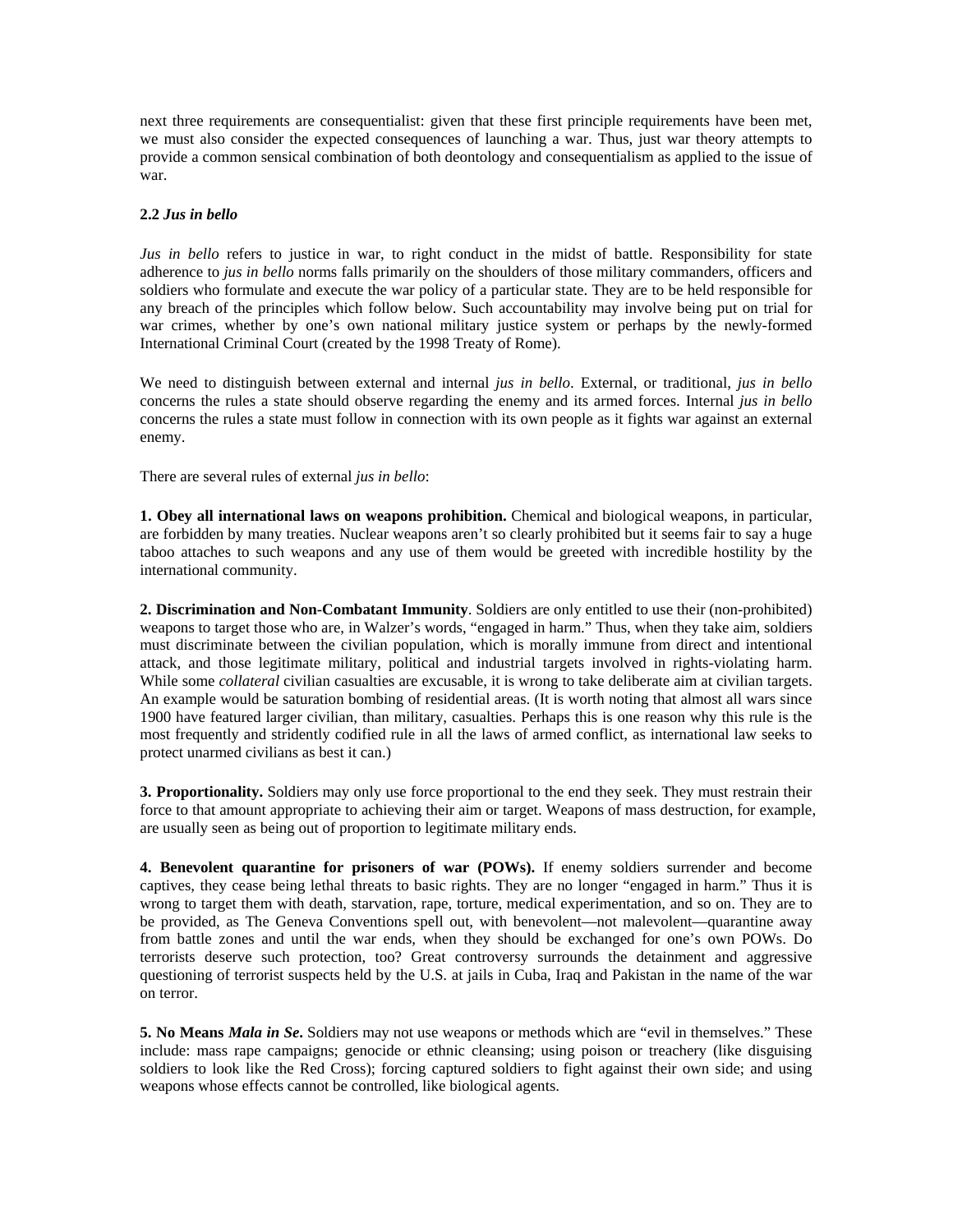next three requirements are consequentialist: given that these first principle requirements have been met, we must also consider the expected consequences of launching a war. Thus, just war theory attempts to provide a common sensical combination of both deontology and consequentialism as applied to the issue of war.

### 2.2 *Jus in bello*

*Jus in bello* refers to justice in war, to right conduct in the midst of battle. Responsibility for state adherence to *jus in bello* norms falls primarily on the shoulders of those military commanders, officers and soldiers who formulate and execute the war policy of a particular state. They are to be held responsible for any breach of the principles which follow below. Such accountability may involve being put on trial for war crimes, whether by one's own national military justice system or perhaps by the newly-formed International Criminal Court (created by the 1998 Treaty of Rome).

We need to distinguish between external and internal *jus in bello*. External, or traditional, *jus in bello* concerns the rules a state should observe regarding the enemy and its armed forces. Internal *jus in bello* concerns the rules a state must follow in connection with its own people as it fights war against an external enemy.

There are several rules of external *jus in bello*:

**1. Obey all international laws on weapons prohibition.** Chemical and biological weapons, in particular, are forbidden by many treaties. Nuclear weapons aren't so clearly prohibited but it seems fair to say a huge taboo attaches to such weapons and any use of them would be greeted with incredible hostility by the international community.

**2. Discrimination and Non-Combatant Immunity**. Soldiers are only entitled to use their (non-prohibited) weapons to target those who are, in Walzer's words, "engaged in harm." Thus, when they take aim, soldiers must discriminate between the civilian population, which is morally immune from direct and intentional attack, and those legitimate military, political and industrial targets involved in rights-violating harm. While some *collateral* civilian casualties are excusable, it is wrong to take deliberate aim at civilian targets. An example would be saturation bombing of residential areas. (It is worth noting that almost all wars since 1900 have featured larger civilian, than military, casualties. Perhaps this is one reason why this rule is the most frequently and stridently codified rule in all the laws of armed conflict, as international law seeks to protect unarmed civilians as best it can.)

**3. Proportionality.** Soldiers may only use force proportional to the end they seek. They must restrain their force to that amount appropriate to achieving their aim or target. Weapons of mass destruction, for example, are usually seen as being out of proportion to legitimate military ends.

**4. Benevolent quarantine for prisoners of war (POWs).** If enemy soldiers surrender and become captives, they cease being lethal threats to basic rights. They are no longer "engaged in harm." Thus it is wrong to target them with death, starvation, rape, torture, medical experimentation, and so on. They are to be provided, as The Geneva Conventions spell out, with benevolent—not malevolent—quarantine away from battle zones and until the war ends, when they should be exchanged for one's own POWs. Do terrorists deserve such protection, too? Great controversy surrounds the detainment and aggressive questioning of terrorist suspects held by the U.S. at jails in Cuba, Iraq and Pakistan in the name of the war on terror.

**5. No Means *Mala in Se*.** Soldiers may not use weapons or methods which are "evil in themselves." These include: mass rape campaigns; genocide or ethnic cleansing; using poison or treachery (like disguising soldiers to look like the Red Cross); forcing captured soldiers to fight against their own side; and using weapons whose effects cannot be controlled, like biological agents.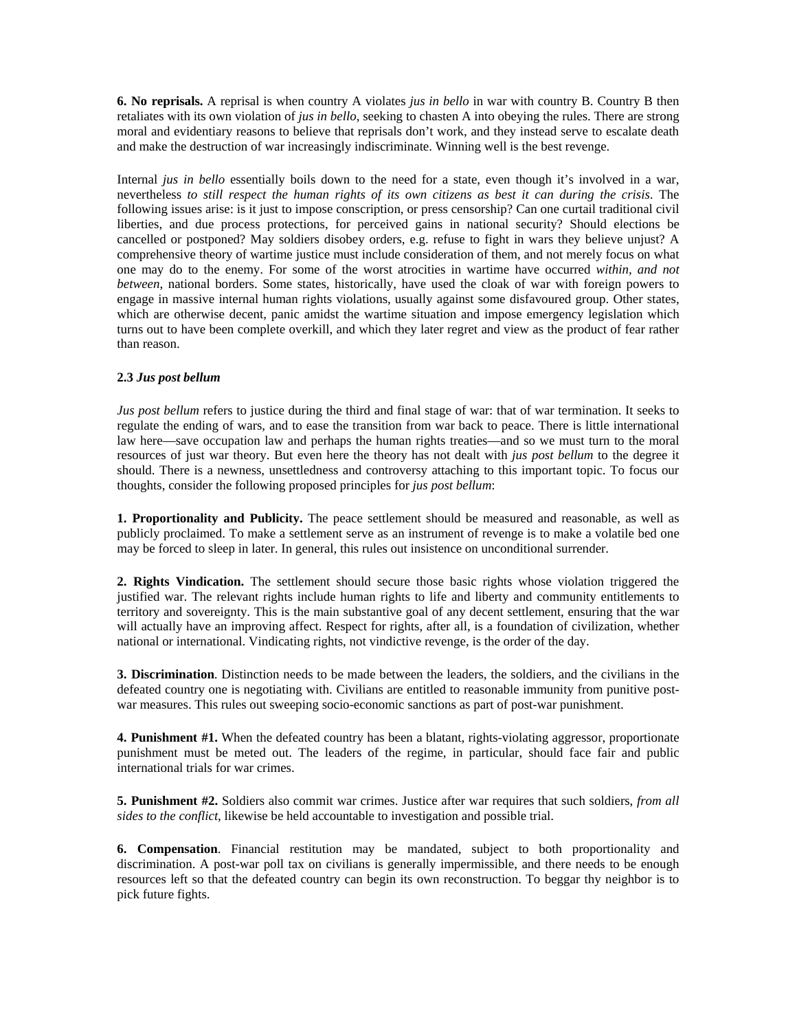**6. No reprisals.** A reprisal is when country A violates *jus in bello* in war with country B. Country B then retaliates with its own violation of *jus in bello*, seeking to chasten A into obeying the rules. There are strong moral and evidentiary reasons to believe that reprisals don't work, and they instead serve to escalate death and make the destruction of war increasingly indiscriminate. Winning well is the best revenge.

Internal *jus in bello* essentially boils down to the need for a state, even though it's involved in a war, nevertheless *to still respect the human rights of its own citizens as best it can during the crisis*. The following issues arise: is it just to impose conscription, or press censorship? Can one curtail traditional civil liberties, and due process protections, for perceived gains in national security? Should elections be cancelled or postponed? May soldiers disobey orders, e.g. refuse to fight in wars they believe unjust? A comprehensive theory of wartime justice must include consideration of them, and not merely focus on what one may do to the enemy. For some of the worst atrocities in wartime have occurred *within, and not between,* national borders. Some states, historically, have used the cloak of war with foreign powers to engage in massive internal human rights violations, usually against some disfavoured group. Other states, which are otherwise decent, panic amidst the wartime situation and impose emergency legislation which turns out to have been complete overkill, and which they later regret and view as the product of fear rather than reason.

### 2.3 *Jus post bellum*

*Jus post bellum* refers to justice during the third and final stage of war: that of war termination. It seeks to regulate the ending of wars, and to ease the transition from war back to peace. There is little international law here—save occupation law and perhaps the human rights treaties—and so we must turn to the moral resources of just war theory. But even here the theory has not dealt with *jus post bellum* to the degree it should. There is a newness, unsettledness and controversy attaching to this important topic. To focus our thoughts, consider the following proposed principles for *jus post bellum*:

**1. Proportionality and Publicity.** The peace settlement should be measured and reasonable, as well as publicly proclaimed. To make a settlement serve as an instrument of revenge is to make a volatile bed one may be forced to sleep in later. In general, this rules out insistence on unconditional surrender.

**2. Rights Vindication.** The settlement should secure those basic rights whose violation triggered the justified war. The relevant rights include human rights to life and liberty and community entitlements to territory and sovereignty. This is the main substantive goal of any decent settlement, ensuring that the war will actually have an improving affect. Respect for rights, after all, is a foundation of civilization, whether national or international. Vindicating rights, not vindictive revenge, is the order of the day.

**3. Discrimination**. Distinction needs to be made between the leaders, the soldiers, and the civilians in the defeated country one is negotiating with. Civilians are entitled to reasonable immunity from punitive post-war measures. This rules out sweeping socio-economic sanctions as part of post-war punishment.

**4. Punishment #1.** When the defeated country has been a blatant, rights-violating aggressor, proportionate punishment must be meted out. The leaders of the regime, in particular, should face fair and public international trials for war crimes.

**5. Punishment #2.** Soldiers also commit war crimes. Justice after war requires that such soldiers, *from all sides to the conflict*, likewise be held accountable to investigation and possible trial.

**6. Compensation**. Financial restitution may be mandated, subject to both proportionality and discrimination. A post-war poll tax on civilians is generally impermissible, and there needs to be enough resources left so that the defeated country can begin its own reconstruction. To beggar thy neighbor is to pick future fights.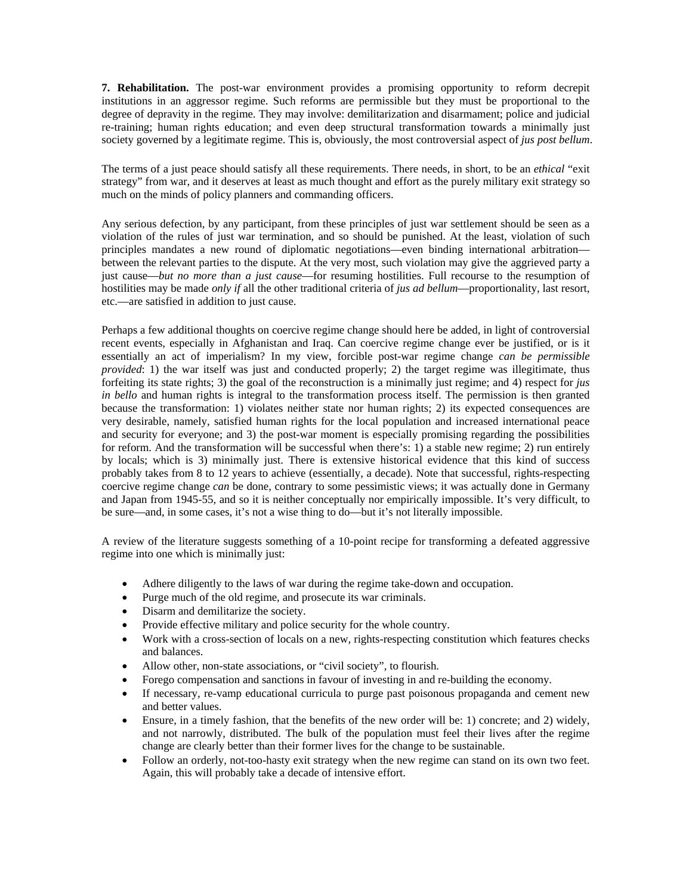**7. Rehabilitation.** The post-war environment provides a promising opportunity to reform decrepit institutions in an aggressor regime. Such reforms are permissible but they must be proportional to the degree of depravity in the regime. They may involve: demilitarization and disarmament; police and judicial re-training; human rights education; and even deep structural transformation towards a minimally just society governed by a legitimate regime. This is, obviously, the most controversial aspect of *jus post bellum*.

The terms of a just peace should satisfy all these requirements. There needs, in short, to be an *ethical* "exit strategy" from war, and it deserves at least as much thought and effort as the purely military exit strategy so much on the minds of policy planners and commanding officers.

Any serious defection, by any participant, from these principles of just war settlement should be seen as a violation of the rules of just war termination, and so should be punished. At the least, violation of such principles mandates a new round of diplomatic negotiations—even binding international arbitration—between the relevant parties to the dispute. At the very most, such violation may give the aggrieved party a just cause—*but no more than a just cause*—for resuming hostilities. Full recourse to the resumption of hostilities may be made *only if* all the other traditional criteria of *jus ad bellum*—proportionality, last resort, etc.—are satisfied in addition to just cause.

Perhaps a few additional thoughts on coercive regime change should here be added, in light of controversial recent events, especially in Afghanistan and Iraq. Can coercive regime change ever be justified, or is it essentially an act of imperialism? In my view, forcible post-war regime change *can be permissible provided*: 1) the war itself was just and conducted properly; 2) the target regime was illegitimate, thus forfeiting its state rights; 3) the goal of the reconstruction is a minimally just regime; and 4) respect for *jus in bello* and human rights is integral to the transformation process itself. The permission is then granted because the transformation: 1) violates neither state nor human rights; 2) its expected consequences are very desirable, namely, satisfied human rights for the local population and increased international peace and security for everyone; and 3) the post-war moment is especially promising regarding the possibilities for reform. And the transformation will be successful when there's: 1) a stable new regime; 2) run entirely by locals; which is 3) minimally just. There is extensive historical evidence that this kind of success probably takes from 8 to 12 years to achieve (essentially, a decade). Note that successful, rights-respecting coercive regime change *can* be done, contrary to some pessimistic views; it was actually done in Germany and Japan from 1945-55, and so it is neither conceptually nor empirically impossible. It's very difficult, to be sure—and, in some cases, it's not a wise thing to do—but it's not literally impossible.

A review of the literature suggests something of a 10-point recipe for transforming a defeated aggressive regime into one which is minimally just:

- Adhere diligently to the laws of war during the regime take-down and occupation.
- Purge much of the old regime, and prosecute its war criminals.
- Disarm and demilitarize the society.
- Provide effective military and police security for the whole country.
- Work with a cross-section of locals on a new, rights-respecting constitution which features checks and balances.
- Allow other, non-state associations, or "civil society", to flourish.
- Forego compensation and sanctions in favour of investing in and re-building the economy.
- If necessary, re-vamp educational curricula to purge past poisonous propaganda and cement new and better values.
- Ensure, in a timely fashion, that the benefits of the new order will be: 1) concrete; and 2) widely, and not narrowly, distributed. The bulk of the population must feel their lives after the regime change are clearly better than their former lives for the change to be sustainable.
- Follow an orderly, not-too-hasty exit strategy when the new regime can stand on its own two feet. Again, this will probably take a decade of intensive effort.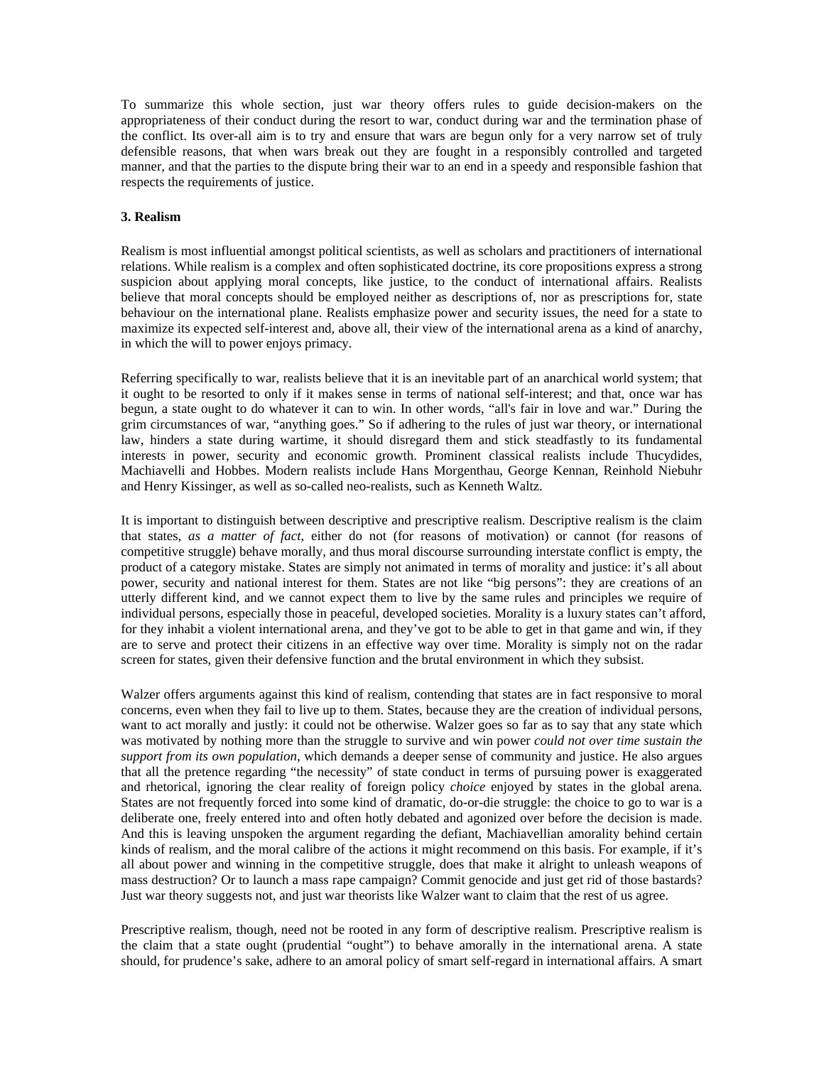To summarize this whole section, just war theory offers rules to guide decision-makers on the appropriateness of their conduct during the resort to war, conduct during war and the termination phase of the conflict. Its over-all aim is to try and ensure that wars are begun only for a very narrow set of truly defensible reasons, that when wars break out they are fought in a responsibly controlled and targeted manner, and that the parties to the dispute bring their war to an end in a speedy and responsible fashion that respects the requirements of justice.

### 3. Realism

Realism is most influential amongst political scientists, as well as scholars and practitioners of international relations. While realism is a complex and often sophisticated doctrine, its core propositions express a strong suspicion about applying moral concepts, like justice, to the conduct of international affairs. Realists believe that moral concepts should be employed neither as descriptions of, nor as prescriptions for, state behaviour on the international plane. Realists emphasize power and security issues, the need for a state to maximize its expected self-interest and, above all, their view of the international arena as a kind of anarchy, in which the will to power enjoys primacy.

Referring specifically to war, realists believe that it is an inevitable part of an anarchical world system; that it ought to be resorted to only if it makes sense in terms of national self-interest; and that, once war has begun, a state ought to do whatever it can to win. In other words, "all's fair in love and war." During the grim circumstances of war, "anything goes." So if adhering to the rules of just war theory, or international law, hinders a state during wartime, it should disregard them and stick steadfastly to its fundamental interests in power, security and economic growth. Prominent classical realists include Thucydides, Machiavelli and Hobbes. Modern realists include Hans Morgenthau, George Kennan, Reinhold Niebuhr and Henry Kissinger, as well as so-called neo-realists, such as Kenneth Waltz.

It is important to distinguish between descriptive and prescriptive realism. Descriptive realism is the claim that states, *as a matter of fact*, either do not (for reasons of motivation) or cannot (for reasons of competitive struggle) behave morally, and thus moral discourse surrounding interstate conflict is empty, the product of a category mistake. States are simply not animated in terms of morality and justice: it's all about power, security and national interest for them. States are not like "big persons": they are creations of an utterly different kind, and we cannot expect them to live by the same rules and principles we require of individual persons, especially those in peaceful, developed societies. Morality is a luxury states can't afford, for they inhabit a violent international arena, and they've got to be able to get in that game and win, if they are to serve and protect their citizens in an effective way over time. Morality is simply not on the radar screen for states, given their defensive function and the brutal environment in which they subsist.

Walzer offers arguments against this kind of realism, contending that states are in fact responsive to moral concerns, even when they fail to live up to them. States, because they are the creation of individual persons, want to act morally and justly: it could not be otherwise. Walzer goes so far as to say that any state which was motivated by nothing more than the struggle to survive and win power *could not over time sustain the support from its own population*, which demands a deeper sense of community and justice. He also argues that all the pretence regarding "the necessity" of state conduct in terms of pursuing power is exaggerated and rhetorical, ignoring the clear reality of foreign policy *choice* enjoyed by states in the global arena. States are not frequently forced into some kind of dramatic, do-or-die struggle: the choice to go to war is a deliberate one, freely entered into and often hotly debated and agonized over before the decision is made. And this is leaving unspoken the argument regarding the defiant, Machiavellian amorality behind certain kinds of realism, and the moral calibre of the actions it might recommend on this basis. For example, if it's all about power and winning in the competitive struggle, does that make it alright to unleash weapons of mass destruction? Or to launch a mass rape campaign? Commit genocide and just get rid of those bastards? Just war theory suggests not, and just war theorists like Walzer want to claim that the rest of us agree.

Prescriptive realism, though, need not be rooted in any form of descriptive realism. Prescriptive realism is the claim that a state ought (prudential "ought") to behave amorally in the international arena. A state should, for prudence's sake, adhere to an amoral policy of smart self-regard in international affairs. A smart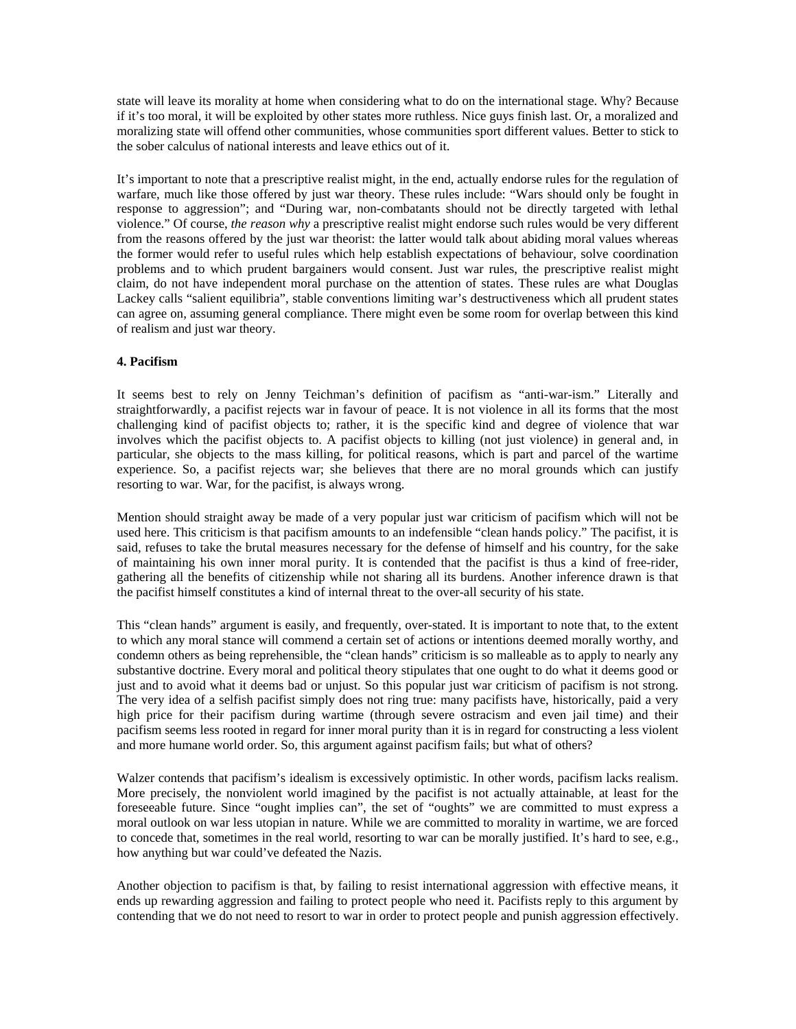state will leave its morality at home when considering what to do on the international stage. Why? Because if it's too moral, it will be exploited by other states more ruthless. Nice guys finish last. Or, a moralized and moralizing state will offend other communities, whose communities sport different values. Better to stick to the sober calculus of national interests and leave ethics out of it.

It's important to note that a prescriptive realist might, in the end, actually endorse rules for the regulation of warfare, much like those offered by just war theory. These rules include: "Wars should only be fought in response to aggression"; and "During war, non-combatants should not be directly targeted with lethal violence." Of course, *the reason why* a prescriptive realist might endorse such rules would be very different from the reasons offered by the just war theorist: the latter would talk about abiding moral values whereas the former would refer to useful rules which help establish expectations of behaviour, solve coordination problems and to which prudent bargainers would consent. Just war rules, the prescriptive realist might claim, do not have independent moral purchase on the attention of states. These rules are what Douglas Lackey calls "salient equilibria", stable conventions limiting war's destructiveness which all prudent states can agree on, assuming general compliance. There might even be some room for overlap between this kind of realism and just war theory.

### 4. Pacifism

It seems best to rely on Jenny Teichman's definition of pacifism as "anti-war-ism." Literally and straightforwardly, a pacifist rejects war in favour of peace. It is not violence in all its forms that the most challenging kind of pacifist objects to; rather, it is the specific kind and degree of violence that war involves which the pacifist objects to. A pacifist objects to killing (not just violence) in general and, in particular, she objects to the mass killing, for political reasons, which is part and parcel of the wartime experience. So, a pacifist rejects war; she believes that there are no moral grounds which can justify resorting to war. War, for the pacifist, is always wrong.

Mention should straight away be made of a very popular just war criticism of pacifism which will not be used here. This criticism is that pacifism amounts to an indefensible "clean hands policy." The pacifist, it is said, refuses to take the brutal measures necessary for the defense of himself and his country, for the sake of maintaining his own inner moral purity. It is contended that the pacifist is thus a kind of free-rider, gathering all the benefits of citizenship while not sharing all its burdens. Another inference drawn is that the pacifist himself constitutes a kind of internal threat to the over-all security of his state.

This "clean hands" argument is easily, and frequently, over-stated. It is important to note that, to the extent to which any moral stance will commend a certain set of actions or intentions deemed morally worthy, and condemn others as being reprehensible, the "clean hands" criticism is so malleable as to apply to nearly any substantive doctrine. Every moral and political theory stipulates that one ought to do what it deems good or just and to avoid what it deems bad or unjust. So this popular just war criticism of pacifism is not strong. The very idea of a selfish pacifist simply does not ring true: many pacifists have, historically, paid a very high price for their pacifism during wartime (through severe ostracism and even jail time) and their pacifism seems less rooted in regard for inner moral purity than it is in regard for constructing a less violent and more humane world order. So, this argument against pacifism fails; but what of others?

Walzer contends that pacifism's idealism is excessively optimistic. In other words, pacifism lacks realism. More precisely, the nonviolent world imagined by the pacifist is not actually attainable, at least for the foreseeable future. Since "ought implies can", the set of "oughts" we are committed to must express a moral outlook on war less utopian in nature. While we are committed to morality in wartime, we are forced to concede that, sometimes in the real world, resorting to war can be morally justified. It's hard to see, e.g., how anything but war could've defeated the Nazis.

Another objection to pacifism is that, by failing to resist international aggression with effective means, it ends up rewarding aggression and failing to protect people who need it. Pacifists reply to this argument by contending that we do not need to resort to war in order to protect people and punish aggression effectively.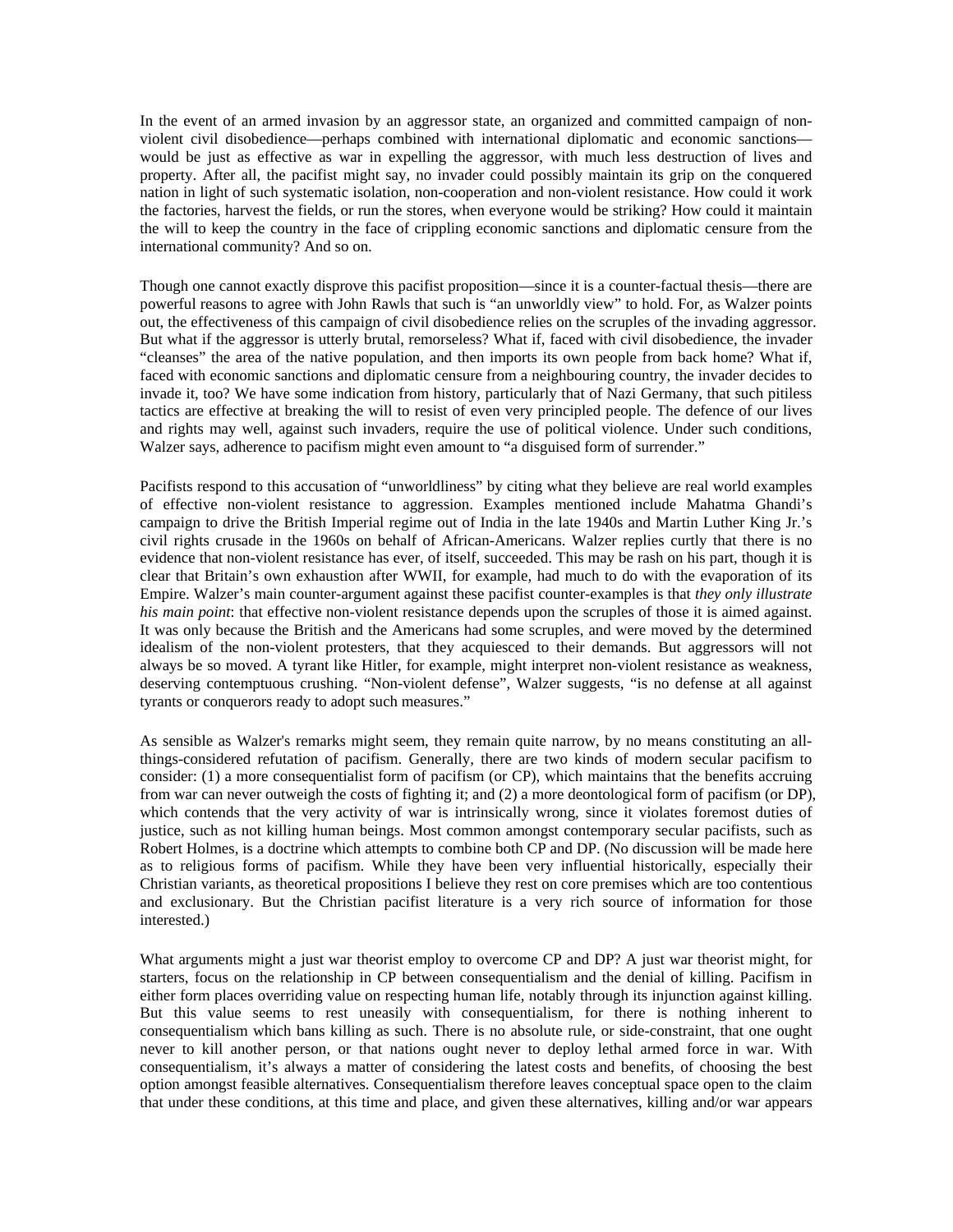In the event of an armed invasion by an aggressor state, an organized and committed campaign of non-violent civil disobedience—perhaps combined with international diplomatic and economic sanctions—would be just as effective as war in expelling the aggressor, with much less destruction of lives and property. After all, the pacifist might say, no invader could possibly maintain its grip on the conquered nation in light of such systematic isolation, non-cooperation and non-violent resistance. How could it work the factories, harvest the fields, or run the stores, when everyone would be striking? How could it maintain the will to keep the country in the face of crippling economic sanctions and diplomatic censure from the international community? And so on.

Though one cannot exactly disprove this pacifist proposition—since it is a counter-factual thesis—there are powerful reasons to agree with John Rawls that such is "an unworldly view" to hold. For, as Walzer points out, the effectiveness of this campaign of civil disobedience relies on the scruples of the invading aggressor. But what if the aggressor is utterly brutal, remorseless? What if, faced with civil disobedience, the invader "cleanses" the area of the native population, and then imports its own people from back home? What if, faced with economic sanctions and diplomatic censure from a neighbouring country, the invader decides to invade it, too? We have some indication from history, particularly that of Nazi Germany, that such pitiless tactics are effective at breaking the will to resist of even very principled people. The defence of our lives and rights may well, against such invaders, require the use of political violence. Under such conditions, Walzer says, adherence to pacifism might even amount to "a disguised form of surrender."

Pacifists respond to this accusation of "unworldliness" by citing what they believe are real world examples of effective non-violent resistance to aggression. Examples mentioned include Mahatma Ghandi's campaign to drive the British Imperial regime out of India in the late 1940s and Martin Luther King Jr.'s civil rights crusade in the 1960s on behalf of African-Americans. Walzer replies curtly that there is no evidence that non-violent resistance has ever, of itself, succeeded. This may be rash on his part, though it is clear that Britain's own exhaustion after WWII, for example, had much to do with the evaporation of its Empire. Walzer's main counter-argument against these pacifist counter-examples is that *they only illustrate his main point*: that effective non-violent resistance depends upon the scruples of those it is aimed against. It was only because the British and the Americans had some scruples, and were moved by the determined idealism of the non-violent protesters, that they acquiesced to their demands. But aggressors will not always be so moved. A tyrant like Hitler, for example, might interpret non-violent resistance as weakness, deserving contemptuous crushing. "Non-violent defense", Walzer suggests, "is no defense at all against tyrants or conquerors ready to adopt such measures."

As sensible as Walzer's remarks might seem, they remain quite narrow, by no means constituting an all-things-considered refutation of pacifism. Generally, there are two kinds of modern secular pacifism to consider: (1) a more consequentialist form of pacifism (or CP), which maintains that the benefits accruing from war can never outweigh the costs of fighting it; and (2) a more deontological form of pacifism (or DP), which contends that the very activity of war is intrinsically wrong, since it violates foremost duties of justice, such as not killing human beings. Most common amongst contemporary secular pacifists, such as Robert Holmes, is a doctrine which attempts to combine both CP and DP. (No discussion will be made here as to religious forms of pacifism. While they have been very influential historically, especially their Christian variants, as theoretical propositions I believe they rest on core premises which are too contentious and exclusionary. But the Christian pacifist literature is a very rich source of information for those interested.)

What arguments might a just war theorist employ to overcome CP and DP? A just war theorist might, for starters, focus on the relationship in CP between consequentialism and the denial of killing. Pacifism in either form places overriding value on respecting human life, notably through its injunction against killing. But this value seems to rest uneasily with consequentialism, for there is nothing inherent to consequentialism which bans killing as such. There is no absolute rule, or side-constraint, that one ought never to kill another person, or that nations ought never to deploy lethal armed force in war. With consequentialism, it's always a matter of considering the latest costs and benefits, of choosing the best option amongst feasible alternatives. Consequentialism therefore leaves conceptual space open to the claim that under these conditions, at this time and place, and given these alternatives, killing and/or war appears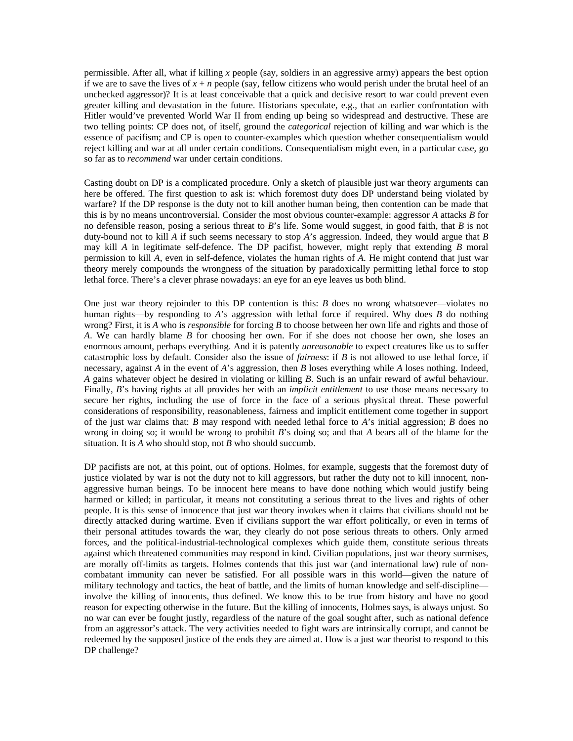permissible. After all, what if killing $x$ people (say, soldiers in an aggressive army) appears the best option if we are to save the lives of $x + n$ people (say, fellow citizens who would perish under the brutal heel of an unchecked aggressor)? It is at least conceivable that a quick and decisive resort to war could prevent even greater killing and devastation in the future. Historians speculate, e.g., that an earlier confrontation with Hitler would've prevented World War II from ending up being so widespread and destructive. These are two telling points: CP does not, of itself, ground the *categorical* rejection of killing and war which is the essence of pacifism; and CP is open to counter-examples which question whether consequentialism would reject killing and war at all under certain conditions. Consequentialism might even, in a particular case, go so far as to *recommend* war under certain conditions.

Casting doubt on DP is a complicated procedure. Only a sketch of plausible just war theory arguments can here be offered. The first question to ask is: which foremost duty does DP understand being violated by warfare? If the DP response is the duty not to kill another human being, then contention can be made that this is by no means uncontroversial. Consider the most obvious counter-example: aggressor *A* attacks *B* for no defensible reason, posing a serious threat to *B*'s life. Some would suggest, in good faith, that *B* is not duty-bound not to kill *A* if such seems necessary to stop *A*'s aggression. Indeed, they would argue that *B* may kill *A* in legitimate self-defence. The DP pacifist, however, might reply that extending *B* moral permission to kill *A*, even in self-defence, violates the human rights of *A*. He might contend that just war theory merely compounds the wrongness of the situation by paradoxically permitting lethal force to stop lethal force. There's a clever phrase nowadays: an eye for an eye leaves us both blind.

One just war theory rejoinder to this DP contention is this: *B* does no wrong whatsoever—violates no human rights—by responding to *A*'s aggression with lethal force if required. Why does *B* do nothing wrong? First, it is *A* who is *responsible* for forcing *B* to choose between her own life and rights and those of *A*. We can hardly blame *B* for choosing her own. For if she does not choose her own, she loses an enormous amount, perhaps everything. And it is patently *unreasonable* to expect creatures like us to suffer catastrophic loss by default. Consider also the issue of *fairness*: if *B* is not allowed to use lethal force, if necessary, against *A* in the event of *A*'s aggression, then *B* loses everything while *A* loses nothing. Indeed, *A* gains whatever object he desired in violating or killing *B*. Such is an unfair reward of awful behaviour. Finally, *B*'s having rights at all provides her with an *implicit entitlement* to use those means necessary to secure her rights, including the use of force in the face of a serious physical threat. These powerful considerations of responsibility, reasonableness, fairness and implicit entitlement come together in support of the just war claims that: *B* may respond with needed lethal force to *A*'s initial aggression; *B* does no wrong in doing so; it would be wrong to prohibit *B*'s doing so; and that *A* bears all of the blame for the situation. It is *A* who should stop, not *B* who should succumb.

DP pacifists are not, at this point, out of options. Holmes, for example, suggests that the foremost duty of justice violated by war is not the duty not to kill aggressors, but rather the duty not to kill innocent, non-aggressive human beings. To be innocent here means to have done nothing which would justify being harmed or killed; in particular, it means not constituting a serious threat to the lives and rights of other people. It is this sense of innocence that just war theory invokes when it claims that civilians should not be directly attacked during wartime. Even if civilians support the war effort politically, or even in terms of their personal attitudes towards the war, they clearly do not pose serious threats to others. Only armed forces, and the political-industrial-technological complexes which guide them, constitute serious threats against which threatened communities may respond in kind. Civilian populations, just war theory surmises, are morally off-limits as targets. Holmes contends that this just war (and international law) rule of non-combatant immunity can never be satisfied. For all possible wars in this world—given the nature of military technology and tactics, the heat of battle, and the limits of human knowledge and self-discipline—involve the killing of innocents, thus defined. We know this to be true from history and have no good reason for expecting otherwise in the future. But the killing of innocents, Holmes says, is always unjust. So no war can ever be fought justly, regardless of the nature of the goal sought after, such as national defence from an aggressor's attack. The very activities needed to fight wars are intrinsically corrupt, and cannot be redeemed by the supposed justice of the ends they are aimed at. How is a just war theorist to respond to this DP challenge?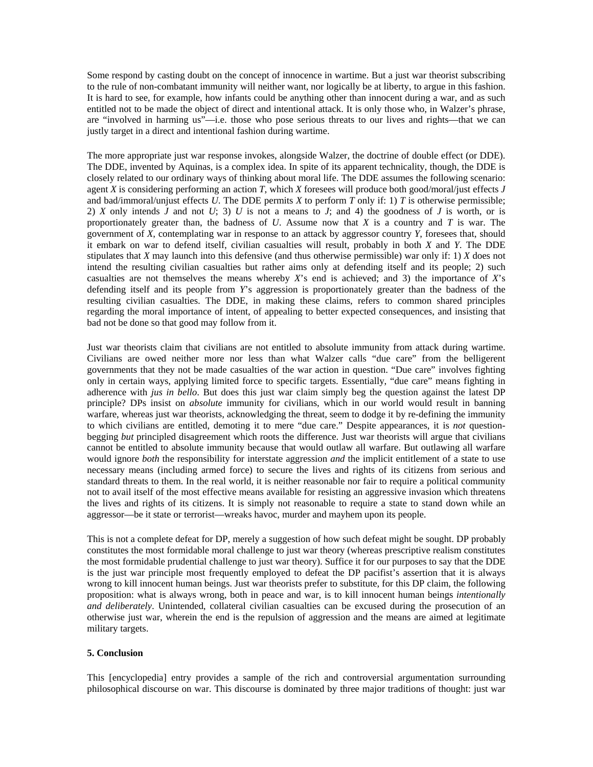Some respond by casting doubt on the concept of innocence in wartime. But a just war theorist subscribing to the rule of non-combatant immunity will neither want, nor logically be at liberty, to argue in this fashion. It is hard to see, for example, how infants could be anything other than innocent during a war, and as such entitled not to be made the object of direct and intentional attack. It is only those who, in Walzer's phrase, are "involved in harming us"—i.e. those who pose serious threats to our lives and rights—that we can justly target in a direct and intentional fashion during wartime.

The more appropriate just war response invokes, alongside Walzer, the doctrine of double effect (or DDE). The DDE, invented by Aquinas, is a complex idea. In spite of its apparent technicality, though, the DDE is closely related to our ordinary ways of thinking about moral life. The DDE assumes the following scenario: agent *X* is considering performing an action *T*, which *X* foresees will produce both good/moral/just effects *J* and bad/immoral/unjust effects *U*. The DDE permits *X* to perform *T* only if: 1) *T* is otherwise permissible; 2) *X* only intends *J* and not *U*; 3) *U* is not a means to *J*; and 4) the goodness of *J* is worth, or is proportionately greater than, the badness of *U*. Assume now that *X* is a country and *T* is war. The government of *X*, contemplating war in response to an attack by aggressor country *Y*, foresees that, should it embark on war to defend itself, civilian casualties will result, probably in both *X* and *Y*. The DDE stipulates that *X* may launch into this defensive (and thus otherwise permissible) war only if: 1) *X* does not intend the resulting civilian casualties but rather aims only at defending itself and its people; 2) such casualties are not themselves the means whereby *X*'s end is achieved; and 3) the importance of *X*'s defending itself and its people from *Y*'s aggression is proportionately greater than the badness of the resulting civilian casualties. The DDE, in making these claims, refers to common shared principles regarding the moral importance of intent, of appealing to better expected consequences, and insisting that bad not be done so that good may follow from it.

Just war theorists claim that civilians are not entitled to absolute immunity from attack during wartime. Civilians are owed neither more nor less than what Walzer calls "due care" from the belligerent governments that they not be made casualties of the war action in question. "Due care" involves fighting only in certain ways, applying limited force to specific targets. Essentially, "due care" means fighting in adherence with *jus in bello*. But does this just war claim simply beg the question against the latest DP principle? DPs insist on *absolute* immunity for civilians, which in our world would result in banning warfare, whereas just war theorists, acknowledging the threat, seem to dodge it by re-defining the immunity to which civilians are entitled, demoting it to mere "due care." Despite appearances, it is *not* question-begging *but* principled disagreement which roots the difference. Just war theorists will argue that civilians cannot be entitled to absolute immunity because that would outlaw all warfare. But outlawing all warfare would ignore *both* the responsibility for interstate aggression *and* the implicit entitlement of a state to use necessary means (including armed force) to secure the lives and rights of its citizens from serious and standard threats to them. In the real world, it is neither reasonable nor fair to require a political community not to avail itself of the most effective means available for resisting an aggressive invasion which threatens the lives and rights of its citizens. It is simply not reasonable to require a state to stand down while an aggressor—be it state or terrorist—wreaks havoc, murder and mayhem upon its people.

This is not a complete defeat for DP, merely a suggestion of how such defeat might be sought. DP probably constitutes the most formidable moral challenge to just war theory (whereas prescriptive realism constitutes the most formidable prudential challenge to just war theory). Suffice it for our purposes to say that the DDE is the just war principle most frequently employed to defeat the DP pacifist's assertion that it is always wrong to kill innocent human beings. Just war theorists prefer to substitute, for this DP claim, the following proposition: what is always wrong, both in peace and war, is to kill innocent human beings *intentionally and deliberately*. Unintended, collateral civilian casualties can be excused during the prosecution of an otherwise just war, wherein the end is the repulsion of aggression and the means are aimed at legitimate military targets.

**5. Conclusion**

This [encyclopedia] entry provides a sample of the rich and controversial argumentation surrounding philosophical discourse on war. This discourse is dominated by three major traditions of thought: just war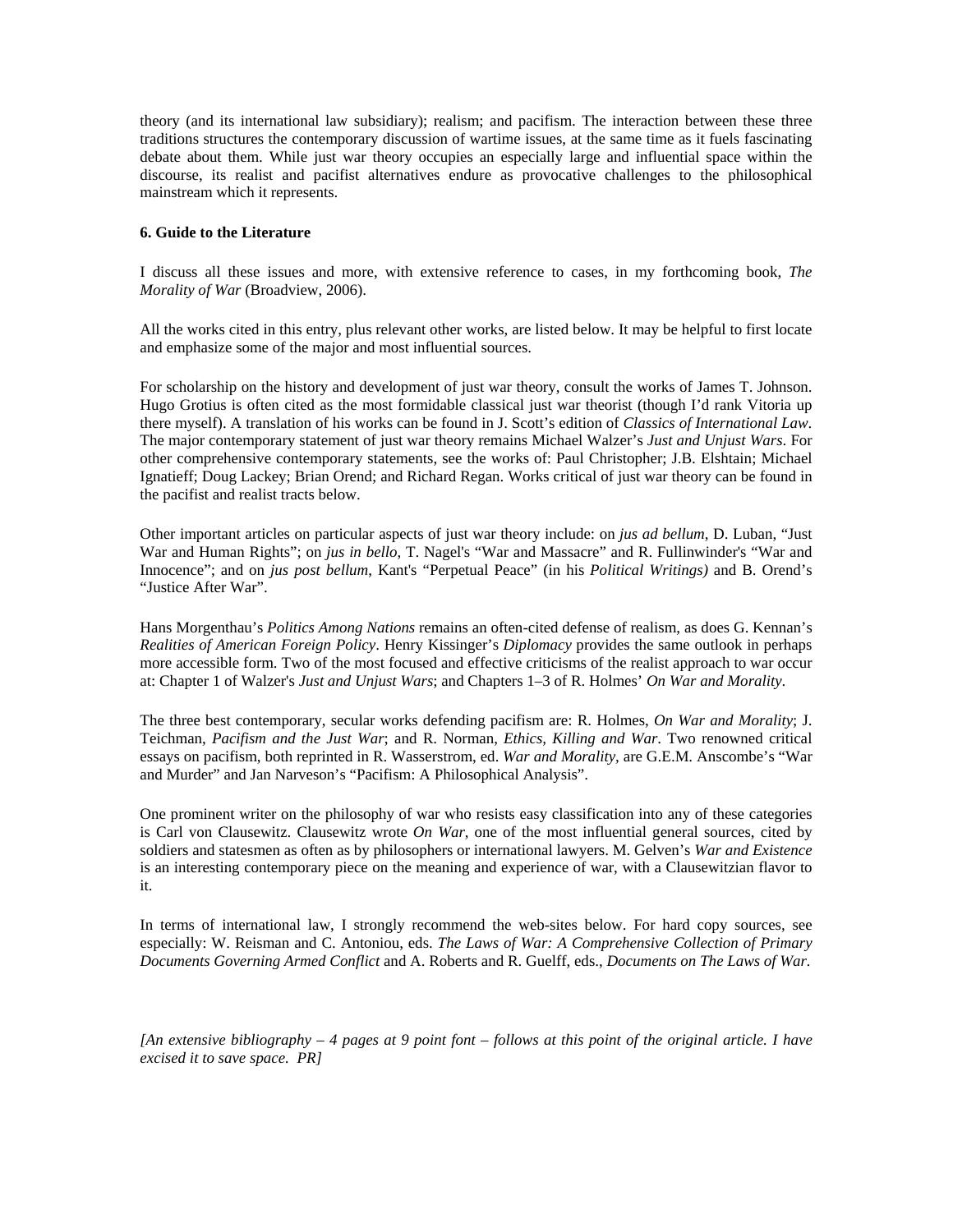theory (and its international law subsidiary); realism; and pacifism. The interaction between these three traditions structures the contemporary discussion of wartime issues, at the same time as it fuels fascinating debate about them. While just war theory occupies an especially large and influential space within the discourse, its realist and pacifist alternatives endure as provocative challenges to the philosophical mainstream which it represents.

**6. Guide to the Literature**

I discuss all these issues and more, with extensive reference to cases, in my forthcoming book, *The Morality of War* (Broadview, 2006).

All the works cited in this entry, plus relevant other works, are listed below. It may be helpful to first locate and emphasize some of the major and most influential sources.

For scholarship on the history and development of just war theory, consult the works of James T. Johnson. Hugo Grotius is often cited as the most formidable classical just war theorist (though I'd rank Vitoria up there myself). A translation of his works can be found in J. Scott's edition of *Classics of International Law*. The major contemporary statement of just war theory remains Michael Walzer's *Just and Unjust Wars*. For other comprehensive contemporary statements, see the works of: Paul Christopher; J.B. Elshtain; Michael Ignatieff; Doug Lackey; Brian Orend; and Richard Regan. Works critical of just war theory can be found in the pacifist and realist tracts below.

Other important articles on particular aspects of just war theory include: on *jus ad bellum*, D. Luban, "Just War and Human Rights"; on *jus in bello*, T. Nagel's "War and Massacre" and R. Fullinwinder's "War and Innocence"; and on *jus post bellum*, Kant's "Perpetual Peace" (in his *Political Writings)* and B. Orend's "Justice After War".

Hans Morgenthau's *Politics Among Nations* remains an often-cited defense of realism, as does G. Kennan's *Realities of American Foreign Policy*. Henry Kissinger's *Diplomacy* provides the same outlook in perhaps more accessible form. Two of the most focused and effective criticisms of the realist approach to war occur at: Chapter 1 of Walzer's *Just and Unjust Wars*; and Chapters 1–3 of R. Holmes' *On War and Morality*.

The three best contemporary, secular works defending pacifism are: R. Holmes, *On War and Morality*; J. Teichman, *Pacifism and the Just War*; and R. Norman, *Ethics, Killing and War*. Two renowned critical essays on pacifism, both reprinted in R. Wasserstrom, ed. *War and Morality*, are G.E.M. Anscombe's "War and Murder" and Jan Narveson's "Pacifism: A Philosophical Analysis".

One prominent writer on the philosophy of war who resists easy classification into any of these categories is Carl von Clausewitz. Clausewitz wrote *On War*, one of the most influential general sources, cited by soldiers and statesmen as often as by philosophers or international lawyers. M. Gelven's *War and Existence* is an interesting contemporary piece on the meaning and experience of war, with a Clausewitzian flavor to it.

In terms of international law, I strongly recommend the web-sites below. For hard copy sources, see especially: W. Reisman and C. Antoniou, eds. *The Laws of War: A Comprehensive Collection of Primary Documents Governing Armed Conflict* and A. Roberts and R. Guelff, eds., *Documents on The Laws of War.*

*[An extensive bibliography – 4 pages at 9 point font – follows at this point of the original article. I have excised it to save space. PR]*